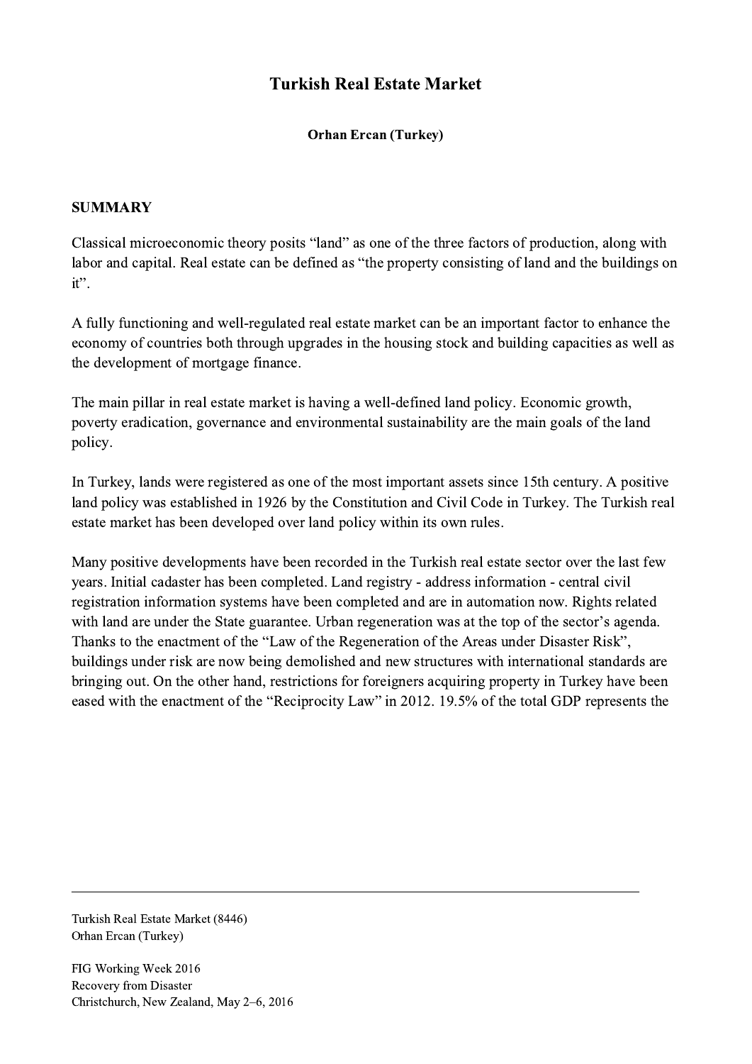# Turkish Real Estate Market

**Orhan Ercan (Turkey)**

## SUMMARY

Classical microeconomic theory posits "land" as one of the three factors of production, along with labor and capital. Real estate can be defined as "the property consisting of land and the buildings on it".

A fully functioning and well-regulated real estate market can be an important factor to enhance the economy of countries both through upgrades in the housing stock and building capacities as well as the development of mortgage finance.

The main pillar in real estate market is having a well-defined land policy. Economic growth, poverty eradication, governance and environmental sustainability are the main goals of the land policy.

In Turkey, lands were registered as one of the most important assets since 15th century. A positive land policy was established in 1926 by the Constitution and Civil Code in Turkey. The Turkish real estate market has been developed over land policy within its own rules.

Many positive developments have been recorded in the Turkish real estate sector over the last few years. Initial cadaster has been completed. Land registry - address information - central civil registration information systems have been completed and are in automation now. Rights related with land are under the State guarantee. Urban regeneration was at the top of the sector's agenda. Thanks to the enactment of the "Law of the Regeneration of the Areas under Disaster Risk", buildings under risk are now being demolished and new structures with international standards are bringing out. On the other hand, restrictions for foreigners acquiring property in Turkey have been eased with the enactment of the "Reciprocity Law" in 2012. 19.5% of the total GDP represents the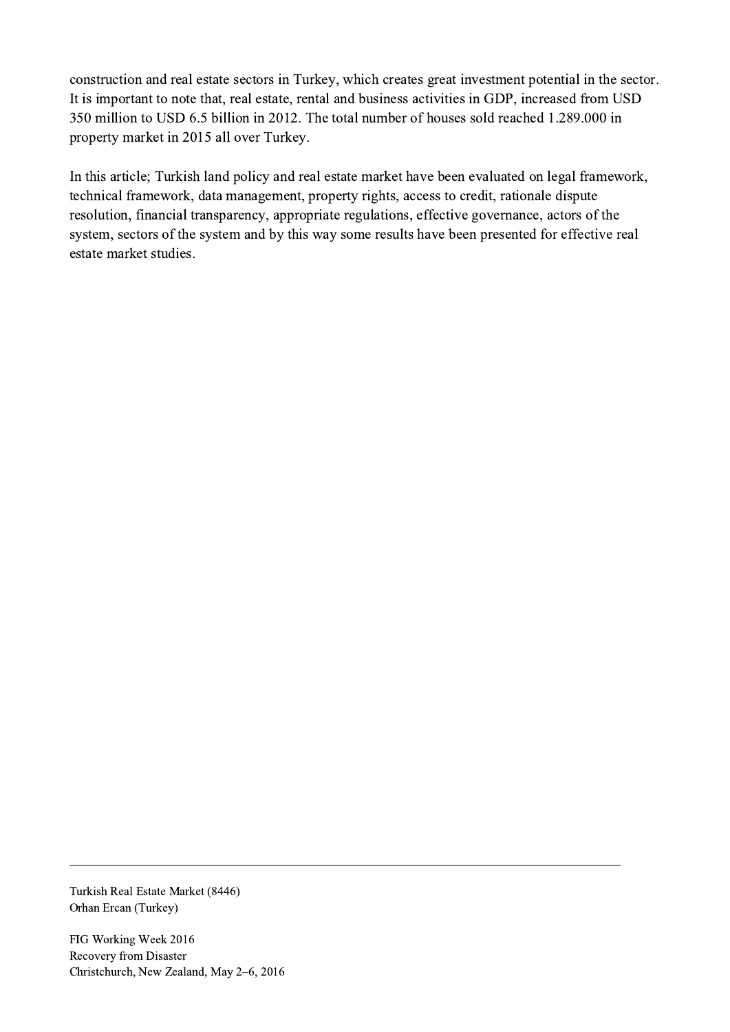construction and real estate sectors in Turkey, which creates great investment potential in the sector. It is important to note that, real estate, rental and business activities in GDP, increased from USD 350 million to USD 6.5 billion in 2012. The total number of houses sold reached 1.289.000 in property market in 2015 all over Turkey.

In this article; Turkish land policy and real estate market have been evaluated on legal framework, technical framework, data management, property rights, access to credit, rationale dispute resolution, financial transparency, appropriate regulations, effective governance, actors of the system, sectors of the system and by this way some results have been presented for effective real estate market studies.